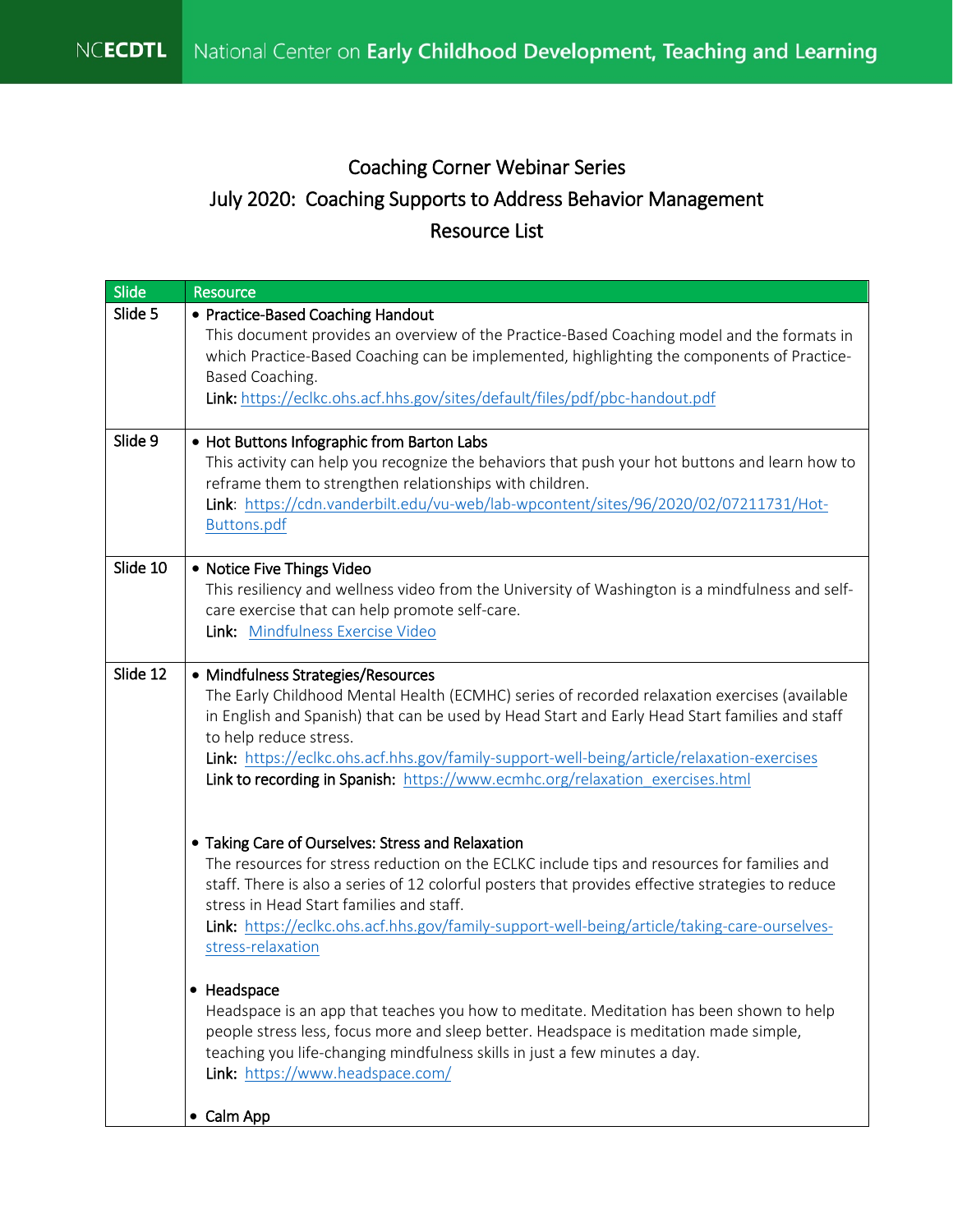NCECDTL National Center on **Early Childhood Development, Teaching and Learning**

# Coaching Corner Webinar Series

## July 2020: Coaching Supports to Address Behavior Management

## Resource List

| Slide | Resource |
|---|---|
| Slide 5 | • Practice-Based Coaching Handout<br>This document provides an overview of the Practice-Based Coaching model and the formats in which Practice-Based Coaching can be implemented, highlighting the components of Practice-Based Coaching.<br>**Link:** https://eclkc.ohs.acf.hhs.gov/sites/default/files/pdf/pbc-handout.pdf |
| Slide 9 | • Hot Buttons Infographic from Barton Labs<br>This activity can help you recognize the behaviors that push your hot buttons and learn how to reframe them to strengthen relationships with children.<br>**Link:** https://cdn.vanderbilt.edu/vu-web/lab-wpcontent/sites/96/2020/02/07211731/Hot-Buttons.pdf |
| Slide 10 | • Notice Five Things Video<br>This resiliency and wellness video from the University of Washington is a mindfulness and self-care exercise that can help promote self-care.<br>**Link:** Mindfulness Exercise Video |
| Slide 12 | • Mindfulness Strategies/Resources<br>The Early Childhood Mental Health (ECMHC) series of recorded relaxation exercises (available in English and Spanish) that can be used by Head Start and Early Head Start families and staff to help reduce stress.<br>**Link:** https://eclkc.ohs.acf.hhs.gov/family-support-well-being/article/relaxation-exercises<br>**Link to recording in Spanish:** https://www.ecmhc.org/relaxation_exercises.html<br><br>• Taking Care of Ourselves: Stress and Relaxation<br>The resources for stress reduction on the ECLKC include tips and resources for families and staff. There is also a series of 12 colorful posters that provides effective strategies to reduce stress in Head Start families and staff.<br>**Link:** https://eclkc.ohs.acf.hhs.gov/family-support-well-being/article/taking-care-ourselves-stress-relaxation<br><br>• Headspace<br>Headspace is an app that teaches you how to meditate. Meditation has been shown to help people stress less, focus more and sleep better. Headspace is meditation made simple, teaching you life-changing mindfulness skills in just a few minutes a day.<br>**Link:** https://www.headspace.com/<br><br>• Calm App |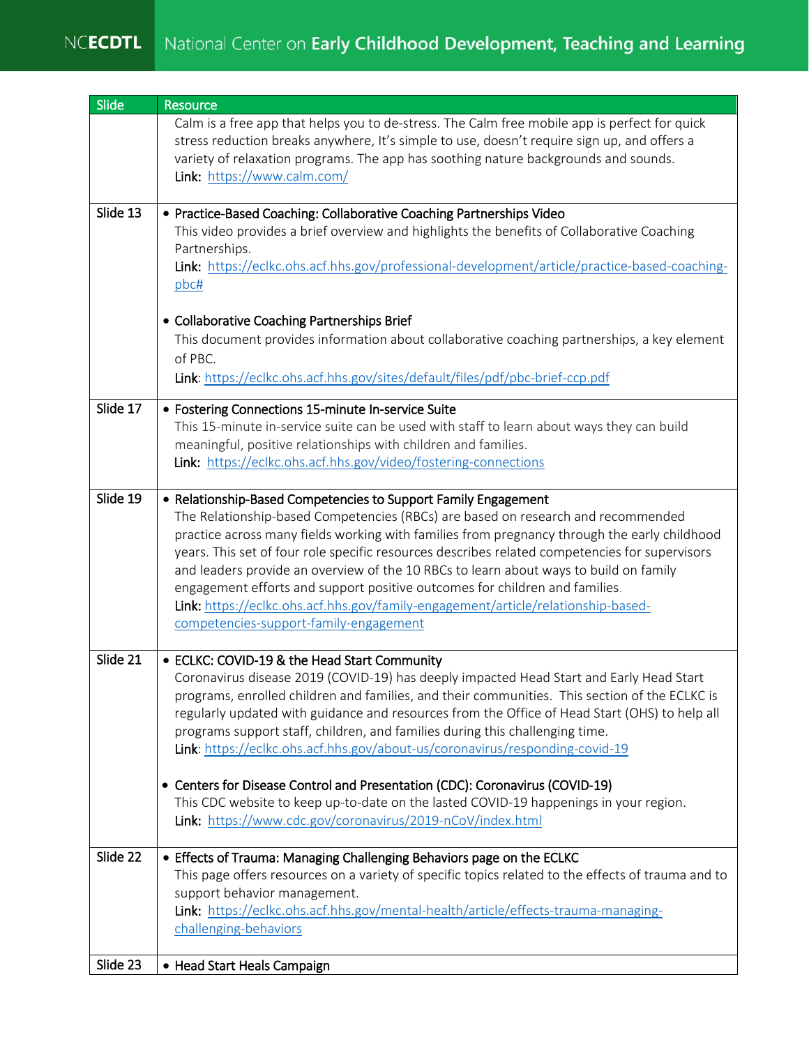| Slide | Resource |
| --- | --- |
| | Calm is a free app that helps you to de-stress. The Calm free mobile app is perfect for quick stress reduction breaks anywhere, It's simple to use, doesn't require sign up, and offers a variety of relaxation programs. The app has soothing nature backgrounds and sounds.<br>**Link:** https://www.calm.com/ |
| Slide 13 | • **Practice-Based Coaching: Collaborative Coaching Partnerships Video**<br>This video provides a brief overview and highlights the benefits of Collaborative Coaching Partnerships.<br>**Link:** https://eclkc.ohs.acf.hhs.gov/professional-development/article/practice-based-coaching-pbc#<br><br>• **Collaborative Coaching Partnerships Brief**<br>This document provides information about collaborative coaching partnerships, a key element of PBC.<br>**Link**: https://eclkc.ohs.acf.hhs.gov/sites/default/files/pdf/pbc-brief-ccp.pdf |
| Slide 17 | • **Fostering Connections 15-minute In-service Suite**<br>This 15-minute in-service suite can be used with staff to learn about ways they can build meaningful, positive relationships with children and families.<br>**Link:** https://eclkc.ohs.acf.hhs.gov/video/fostering-connections |
| Slide 19 | • **Relationship-Based Competencies to Support Family Engagement**<br>The Relationship-based Competencies (RBCs) are based on research and recommended practice across many fields working with families from pregnancy through the early childhood years. This set of four role specific resources describes related competencies for supervisors and leaders provide an overview of the 10 RBCs to learn about ways to build on family engagement efforts and support positive outcomes for children and families.<br>**Link:** https://eclkc.ohs.acf.hhs.gov/family-engagement/article/relationship-based-competencies-support-family-engagement |
| Slide 21 | • **ECLKC: COVID-19 & the Head Start Community**<br>Coronavirus disease 2019 (COVID-19) has deeply impacted Head Start and Early Head Start programs, enrolled children and families, and their communities. This section of the ECLKC is regularly updated with guidance and resources from the Office of Head Start (OHS) to help all programs support staff, children, and families during this challenging time.<br>**Link**: https://eclkc.ohs.acf.hhs.gov/about-us/coronavirus/responding-covid-19<br><br>• **Centers for Disease Control and Presentation (CDC): Coronavirus (COVID-19)**<br>This CDC website to keep up-to-date on the lasted COVID-19 happenings in your region.<br>**Link:** https://www.cdc.gov/coronavirus/2019-nCoV/index.html |
| Slide 22 | • **Effects of Trauma: Managing Challenging Behaviors page on the ECLKC**<br>This page offers resources on a variety of specific topics related to the effects of trauma and to support behavior management.<br>**Link:** https://eclkc.ohs.acf.hhs.gov/mental-health/article/effects-trauma-managing-challenging-behaviors |
| Slide 23 | • **Head Start Heals Campaign** |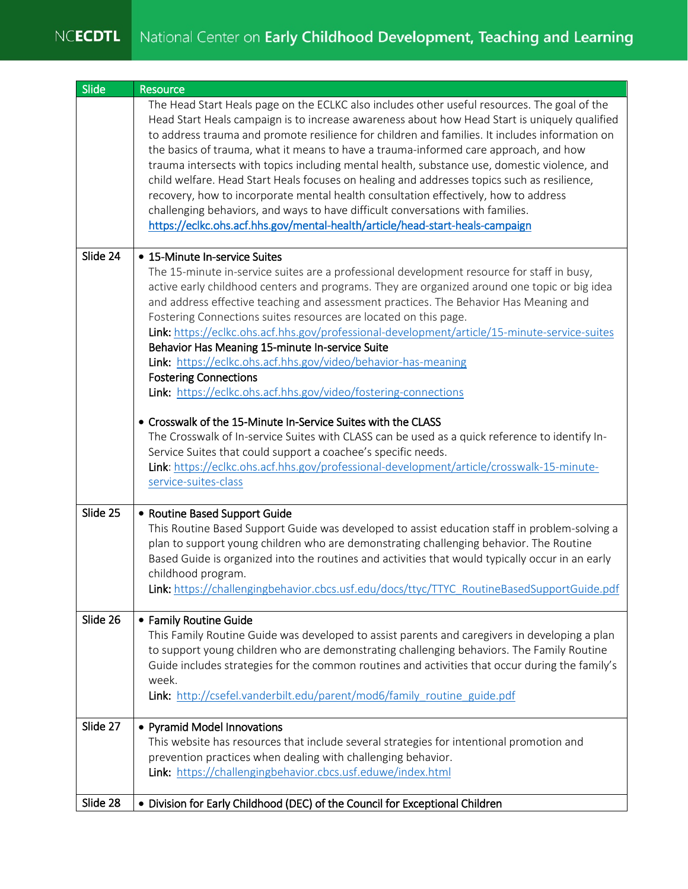| Slide | Resource |
| --- | --- |
| | The Head Start Heals page on the ECLKC also includes other useful resources. The goal of the Head Start Heals campaign is to increase awareness about how Head Start is uniquely qualified to address trauma and promote resilience for children and families. It includes information on the basics of trauma, what it means to have a trauma-informed care approach, and how trauma intersects with topics including mental health, substance use, domestic violence, and child welfare. Head Start Heals focuses on healing and addresses topics such as resilience, recovery, how to incorporate mental health consultation effectively, how to address challenging behaviors, and ways to have difficult conversations with families. https://eclkc.ohs.acf.hhs.gov/mental-health/article/head-start-heals-campaign |
| Slide 24 | • **15-Minute In-service Suites**<br>The 15-minute in-service suites are a professional development resource for staff in busy, active early childhood centers and programs. They are organized around one topic or big idea and address effective teaching and assessment practices. The Behavior Has Meaning and Fostering Connections suites resources are located on this page.<br>**Link:** https://eclkc.ohs.acf.hhs.gov/professional-development/article/15-minute-service-suites<br>**Behavior Has Meaning 15-minute In-service Suite**<br>**Link:** https://eclkc.ohs.acf.hhs.gov/video/behavior-has-meaning<br>**Fostering Connections**<br>**Link:** https://eclkc.ohs.acf.hhs.gov/video/fostering-connections<br><br>• **Crosswalk of the 15-Minute In-Service Suites with the CLASS**<br>The Crosswalk of In-service Suites with CLASS can be used as a quick reference to identify In-Service Suites that could support a coachee's specific needs.<br>**Link**: https://eclkc.ohs.acf.hhs.gov/professional-development/article/crosswalk-15-minute-service-suites-class |
| Slide 25 | • **Routine Based Support Guide**<br>This Routine Based Support Guide was developed to assist education staff in problem-solving a plan to support young children who are demonstrating challenging behavior. The Routine Based Guide is organized into the routines and activities that would typically occur in an early childhood program.<br>**Link:** https://challengingbehavior.cbcs.usf.edu/docs/ttyc/TTYC_RoutineBasedSupportGuide.pdf |
| Slide 26 | • **Family Routine Guide**<br>This Family Routine Guide was developed to assist parents and caregivers in developing a plan to support young children who are demonstrating challenging behaviors. The Family Routine Guide includes strategies for the common routines and activities that occur during the family's week.<br>**Link:** http://csefel.vanderbilt.edu/parent/mod6/family_routine_guide.pdf |
| Slide 27 | • **Pyramid Model Innovations**<br>This website has resources that include several strategies for intentional promotion and prevention practices when dealing with challenging behavior.<br>**Link:** https://challengingbehavior.cbcs.usf.eduwe/index.html |
| Slide 28 | • **Division for Early Childhood (DEC) of the Council for Exceptional Children** |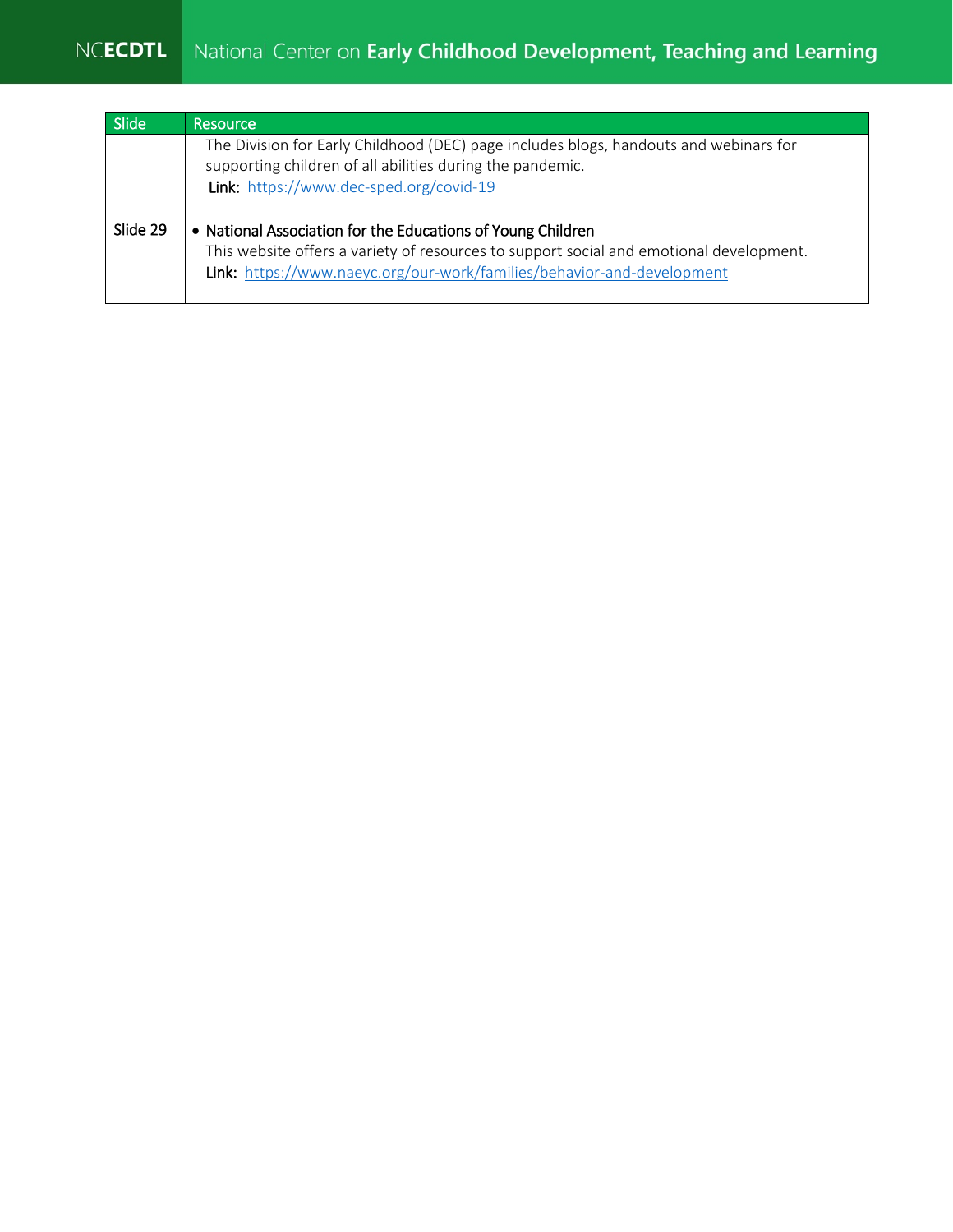| Slide | Resource |
|---|---|
| | The Division for Early Childhood (DEC) page includes blogs, handouts and webinars for supporting children of all abilities during the pandemic. **Link:** https://www.dec-sped.org/covid-19 |
| Slide 29 | • National Association for the Educations of Young Children This website offers a variety of resources to support social and emotional development. **Link:** https://www.naeyc.org/our-work/families/behavior-and-development |